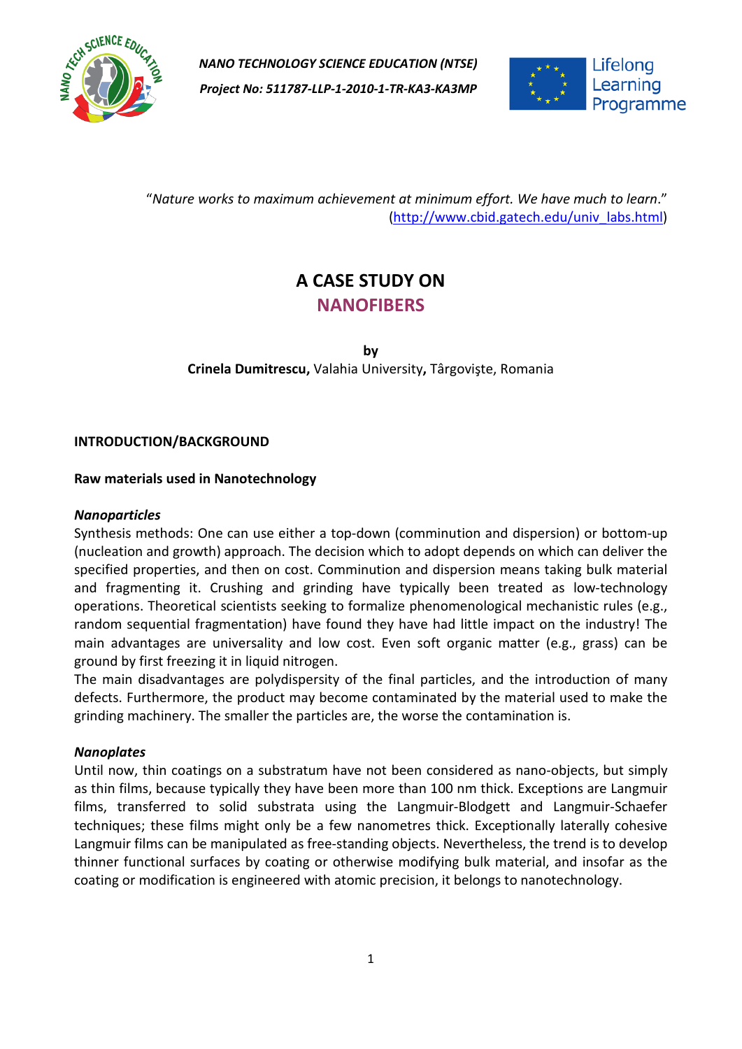*NANO TECHNOLOGY SCIENCE EDUCATION (NTSE)*

*Project No: 511787-LLP-1-2010-1-TR-KA3-KA3MP*

Lifelong Learning Programme

"*Nature works to maximum achievement at minimum effort. We have much to learn*."
(http://www.cbid.gatech.edu/univ_labs.html)

# A CASE STUDY ON
# NANOFIBERS

**by**
**Crinela Dumitrescu,** Valahia University**,** Târgovişte, Romania

## INTRODUCTION/BACKGROUND

### Raw materials used in Nanotechnology

#### *Nanoparticles*

Synthesis methods: One can use either a top-down (comminution and dispersion) or bottom-up (nucleation and growth) approach. The decision which to adopt depends on which can deliver the specified properties, and then on cost. Comminution and dispersion means taking bulk material and fragmenting it. Crushing and grinding have typically been treated as low-technology operations. Theoretical scientists seeking to formalize phenomenological mechanistic rules (e.g., random sequential fragmentation) have found they have had little impact on the industry! The main advantages are universality and low cost. Even soft organic matter (e.g., grass) can be ground by first freezing it in liquid nitrogen.
The main disadvantages are polydispersity of the final particles, and the introduction of many defects. Furthermore, the product may become contaminated by the material used to make the grinding machinery. The smaller the particles are, the worse the contamination is.

#### *Nanoplates*

Until now, thin coatings on a substratum have not been considered as nano-objects, but simply as thin films, because typically they have been more than 100 nm thick. Exceptions are Langmuir films, transferred to solid substrata using the Langmuir-Blodgett and Langmuir-Schaefer techniques; these films might only be a few nanometres thick. Exceptionally laterally cohesive Langmuir films can be manipulated as free-standing objects. Nevertheless, the trend is to develop thinner functional surfaces by coating or otherwise modifying bulk material, and insofar as the coating or modification is engineered with atomic precision, it belongs to nanotechnology.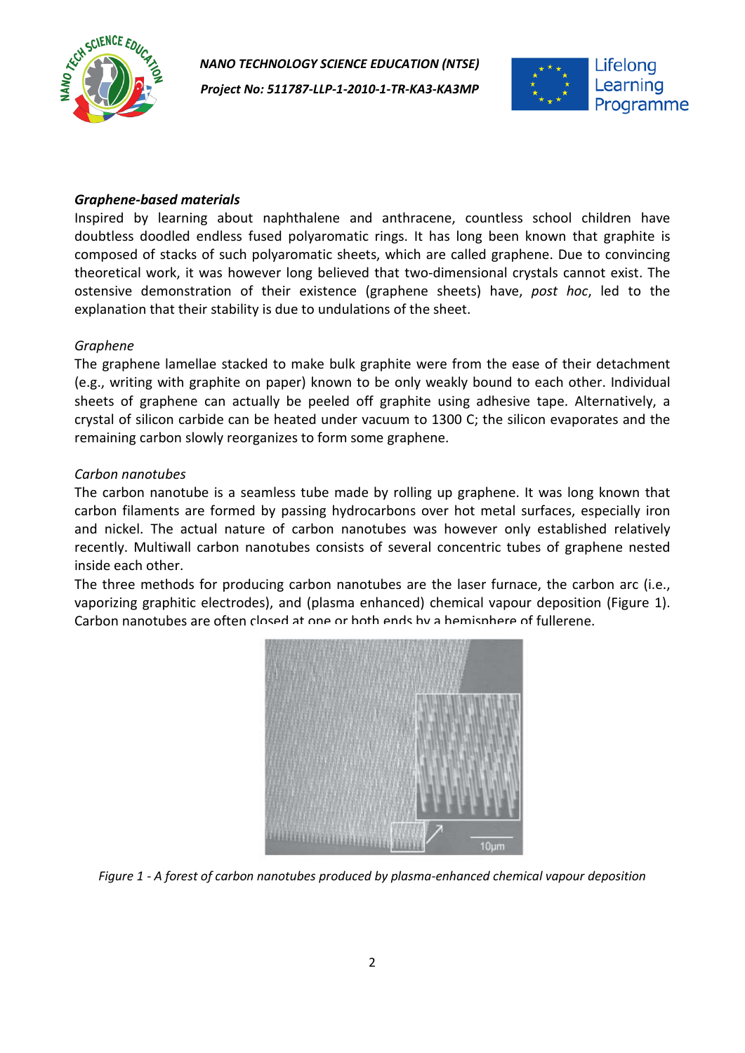### *Graphene-based materials*

Inspired by learning about naphthalene and anthracene, countless school children have doubtless doodled endless fused polyaromatic rings. It has long been known that graphite is composed of stacks of such polyaromatic sheets, which are called graphene. Due to convincing theoretical work, it was however long believed that two-dimensional crystals cannot exist. The ostensive demonstration of their existence (graphene sheets) have, *post hoc*, led to the explanation that their stability is due to undulations of the sheet.

*Graphene*

The graphene lamellae stacked to make bulk graphite were from the ease of their detachment (e.g., writing with graphite on paper) known to be only weakly bound to each other. Individual sheets of graphene can actually be peeled off graphite using adhesive tape. Alternatively, a crystal of silicon carbide can be heated under vacuum to 1300 C; the silicon evaporates and the remaining carbon slowly reorganizes to form some graphene.

*Carbon nanotubes*

The carbon nanotube is a seamless tube made by rolling up graphene. It was long known that carbon filaments are formed by passing hydrocarbons over hot metal surfaces, especially iron and nickel. The actual nature of carbon nanotubes was however only established relatively recently. Multiwall carbon nanotubes consists of several concentric tubes of graphene nested inside each other.

The three methods for producing carbon nanotubes are the laser furnace, the carbon arc (i.e., vaporizing graphitic electrodes), and (plasma enhanced) chemical vapour deposition (Figure 1). Carbon nanotubes are often closed at one or both ends by a hemisphere of fullerene.

*Figure 1 - A forest of carbon nanotubes produced by plasma-enhanced chemical vapour deposition*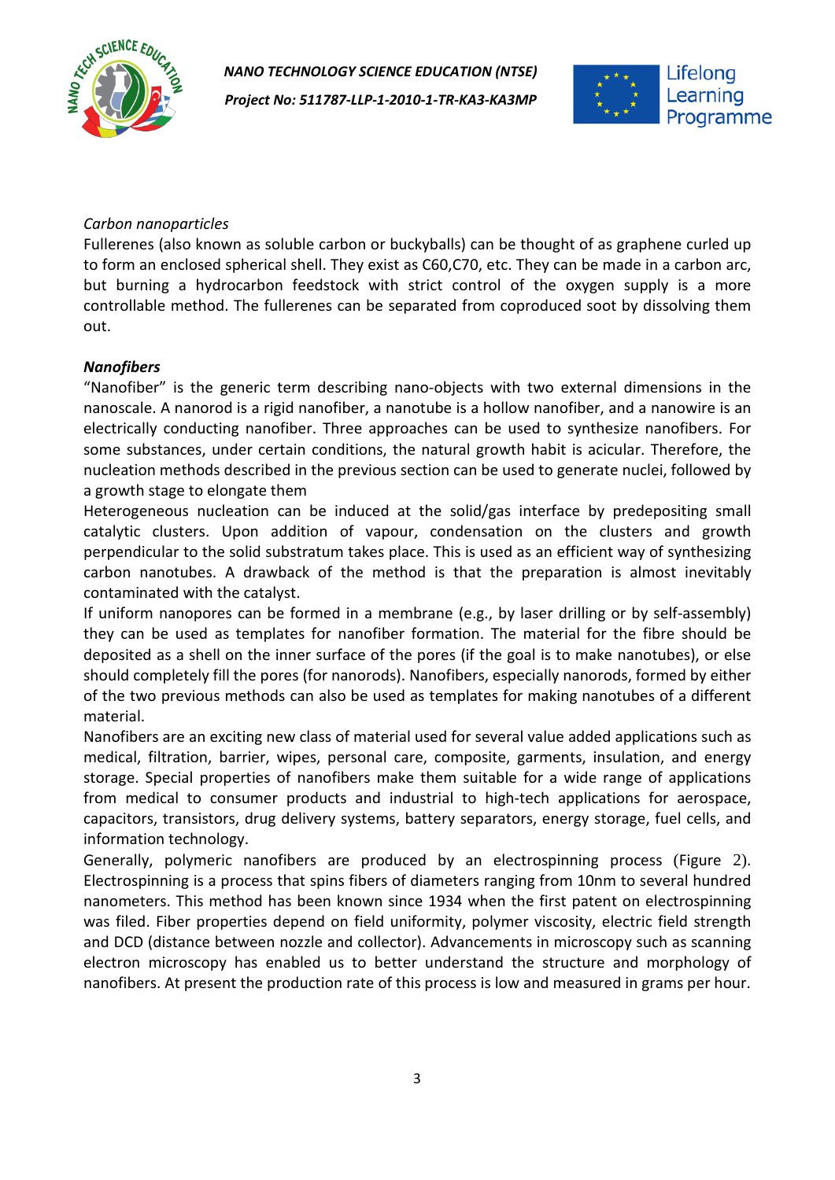*Carbon nanoparticles*

Fullerenes (also known as soluble carbon or buckyballs) can be thought of as graphene curled up to form an enclosed spherical shell. They exist as C60,C70, etc. They can be made in a carbon arc, but burning a hydrocarbon feedstock with strict control of the oxygen supply is a more controllable method. The fullerenes can be separated from coproduced soot by dissolving them out.

***Nanofibers***

"Nanofiber" is the generic term describing nano-objects with two external dimensions in the nanoscale. A nanorod is a rigid nanofiber, a nanotube is a hollow nanofiber, and a nanowire is an electrically conducting nanofiber. Three approaches can be used to synthesize nanofibers. For some substances, under certain conditions, the natural growth habit is acicular. Therefore, the nucleation methods described in the previous section can be used to generate nuclei, followed by a growth stage to elongate them

Heterogeneous nucleation can be induced at the solid/gas interface by predepositing small catalytic clusters. Upon addition of vapour, condensation on the clusters and growth perpendicular to the solid substratum takes place. This is used as an efficient way of synthesizing carbon nanotubes. A drawback of the method is that the preparation is almost inevitably contaminated with the catalyst.

If uniform nanopores can be formed in a membrane (e.g., by laser drilling or by self-assembly) they can be used as templates for nanofiber formation. The material for the fibre should be deposited as a shell on the inner surface of the pores (if the goal is to make nanotubes), or else should completely fill the pores (for nanorods). Nanofibers, especially nanorods, formed by either of the two previous methods can also be used as templates for making nanotubes of a different material.

Nanofibers are an exciting new class of material used for several value added applications such as medical, filtration, barrier, wipes, personal care, composite, garments, insulation, and energy storage. Special properties of nanofibers make them suitable for a wide range of applications from medical to consumer products and industrial to high-tech applications for aerospace, capacitors, transistors, drug delivery systems, battery separators, energy storage, fuel cells, and information technology.

Generally, polymeric nanofibers are produced by an electrospinning process (Figure 2). Electrospinning is a process that spins fibers of diameters ranging from 10nm to several hundred nanometers. This method has been known since 1934 when the first patent on electrospinning was filed. Fiber properties depend on field uniformity, polymer viscosity, electric field strength and DCD (distance between nozzle and collector). Advancements in microscopy such as scanning electron microscopy has enabled us to better understand the structure and morphology of nanofibers. At present the production rate of this process is low and measured in grams per hour.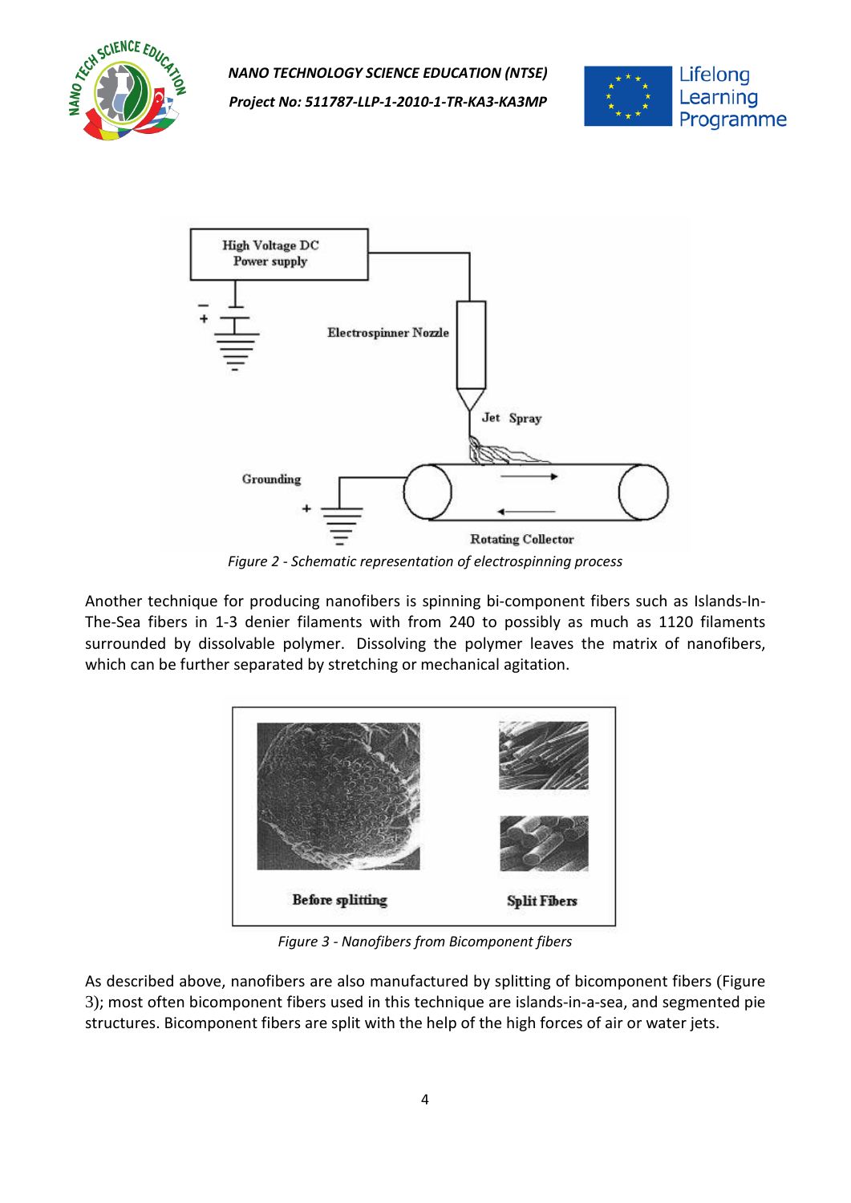Figure 2 - Schematic representation of electrospinning process

Another technique for producing nanofibers is spinning bi-component fibers such as Islands-In-The-Sea fibers in 1-3 denier filaments with from 240 to possibly as much as 1120 filaments surrounded by dissolvable polymer. Dissolving the polymer leaves the matrix of nanofibers, which can be further separated by stretching or mechanical agitation.

Figure 3 - Nanofibers from Bicomponent fibers

As described above, nanofibers are also manufactured by splitting of bicomponent fibers (Figure 3); most often bicomponent fibers used in this technique are islands-in-a-sea, and segmented pie structures. Bicomponent fibers are split with the help of the high forces of air or water jets.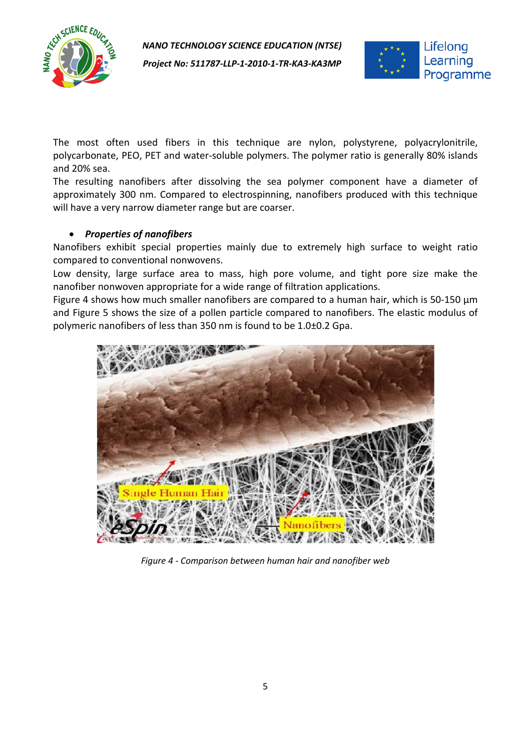The most often used fibers in this technique are nylon, polystyrene, polyacrylonitrile, polycarbonate, PEO, PET and water-soluble polymers. The polymer ratio is generally 80% islands and 20% sea.

The resulting nanofibers after dissolving the sea polymer component have a diameter of approximately 300 nm. Compared to electrospinning, nanofibers produced with this technique will have a very narrow diameter range but are coarser.

- ***Properties of nanofibers***

Nanofibers exhibit special properties mainly due to extremely high surface to weight ratio compared to conventional nonwovens.

Low density, large surface area to mass, high pore volume, and tight pore size make the nanofiber nonwoven appropriate for a wide range of filtration applications.

Figure 4 shows how much smaller nanofibers are compared to a human hair, which is 50-150 µm and Figure 5 shows the size of a pollen particle compared to nanofibers. The elastic modulus of polymeric nanofibers of less than 350 nm is found to be 1.0±0.2 Gpa.

*Figure 4 - Comparison between human hair and nanofiber web*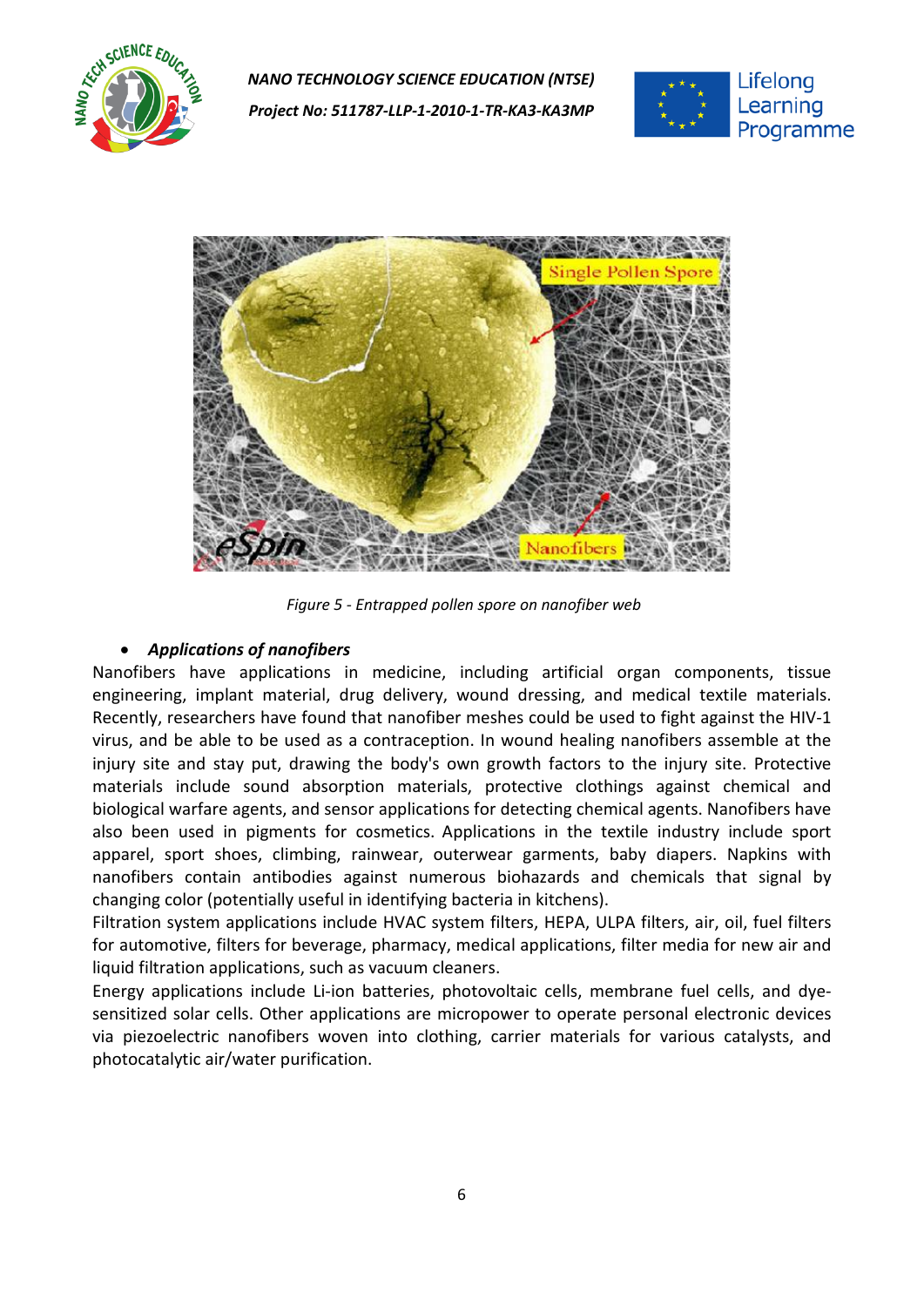Figure 5 - Entrapped pollen spore on nanofiber web

- ***Applications of nanofibers***

Nanofibers have applications in medicine, including artificial organ components, tissue engineering, implant material, drug delivery, wound dressing, and medical textile materials. Recently, researchers have found that nanofiber meshes could be used to fight against the HIV-1 virus, and be able to be used as a contraception. In wound healing nanofibers assemble at the injury site and stay put, drawing the body's own growth factors to the injury site. Protective materials include sound absorption materials, protective clothings against chemical and biological warfare agents, and sensor applications for detecting chemical agents. Nanofibers have also been used in pigments for cosmetics. Applications in the textile industry include sport apparel, sport shoes, climbing, rainwear, outerwear garments, baby diapers. Napkins with nanofibers contain antibodies against numerous biohazards and chemicals that signal by changing color (potentially useful in identifying bacteria in kitchens).

Filtration system applications include HVAC system filters, HEPA, ULPA filters, air, oil, fuel filters for automotive, filters for beverage, pharmacy, medical applications, filter media for new air and liquid filtration applications, such as vacuum cleaners.

Energy applications include Li-ion batteries, photovoltaic cells, membrane fuel cells, and dye-sensitized solar cells. Other applications are micropower to operate personal electronic devices via piezoelectric nanofibers woven into clothing, carrier materials for various catalysts, and photocatalytic air/water purification.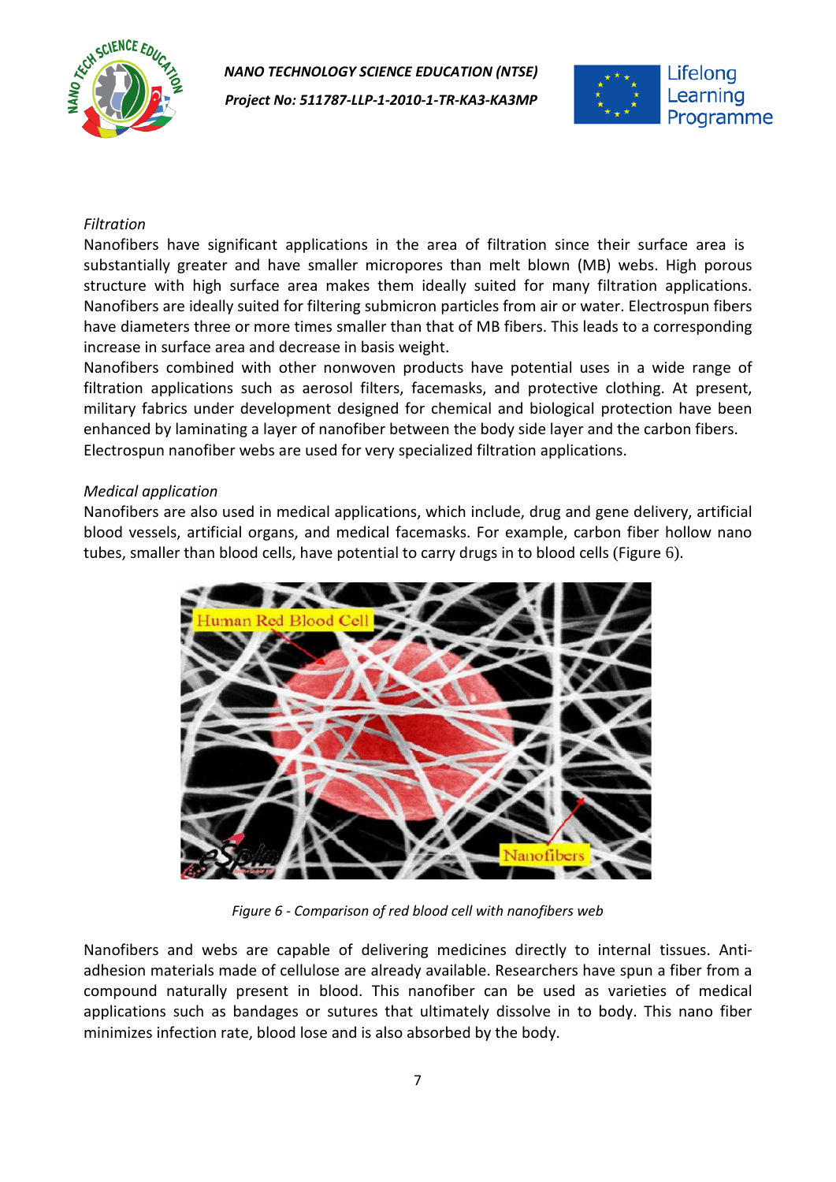*Filtration*

Nanofibers have significant applications in the area of filtration since their surface area is substantially greater and have smaller micropores than melt blown (MB) webs. High porous structure with high surface area makes them ideally suited for many filtration applications. Nanofibers are ideally suited for filtering submicron particles from air or water. Electrospun fibers have diameters three or more times smaller than that of MB fibers. This leads to a corresponding increase in surface area and decrease in basis weight.

Nanofibers combined with other nonwoven products have potential uses in a wide range of filtration applications such as aerosol filters, facemasks, and protective clothing. At present, military fabrics under development designed for chemical and biological protection have been enhanced by laminating a layer of nanofiber between the body side layer and the carbon fibers. Electrospun nanofiber webs are used for very specialized filtration applications.

*Medical application*

Nanofibers are also used in medical applications, which include, drug and gene delivery, artificial blood vessels, artificial organs, and medical facemasks. For example, carbon fiber hollow nano tubes, smaller than blood cells, have potential to carry drugs in to blood cells (Figure 6).

*Figure 6 - Comparison of red blood cell with nanofibers web*

Nanofibers and webs are capable of delivering medicines directly to internal tissues. Anti-adhesion materials made of cellulose are already available. Researchers have spun a fiber from a compound naturally present in blood. This nanofiber can be used as varieties of medical applications such as bandages or sutures that ultimately dissolve in to body. This nano fiber minimizes infection rate, blood lose and is also absorbed by the body.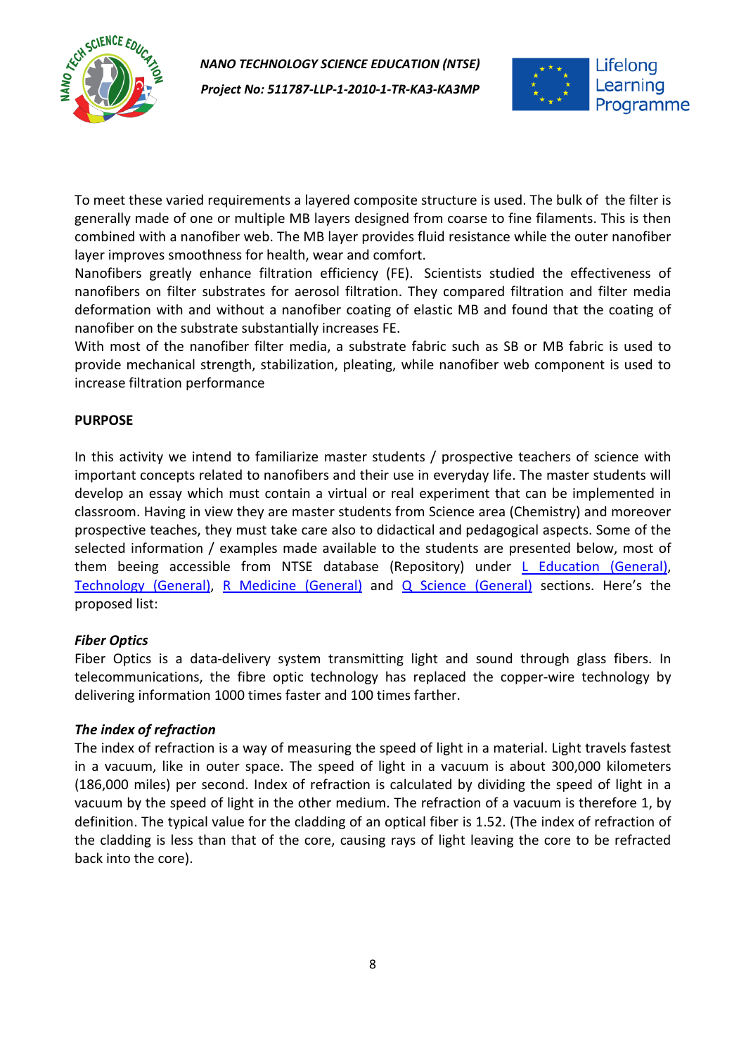To meet these varied requirements a layered composite structure is used. The bulk of the filter is generally made of one or multiple MB layers designed from coarse to fine filaments. This is then combined with a nanofiber web. The MB layer provides fluid resistance while the outer nanofiber layer improves smoothness for health, wear and comfort.

Nanofibers greatly enhance filtration efficiency (FE). Scientists studied the effectiveness of nanofibers on filter substrates for aerosol filtration. They compared filtration and filter media deformation with and without a nanofiber coating of elastic MB and found that the coating of nanofiber on the substrate substantially increases FE.

With most of the nanofiber filter media, a substrate fabric such as SB or MB fabric is used to provide mechanical strength, stabilization, pleating, while nanofiber web component is used to increase filtration performance

**PURPOSE**

In this activity we intend to familiarize master students / prospective teachers of science with important concepts related to nanofibers and their use in everyday life. The master students will develop an essay which must contain a virtual or real experiment that can be implemented in classroom. Having in view they are master students from Science area (Chemistry) and moreover prospective teaches, they must take care also to didactical and pedagogical aspects. Some of the selected information / examples made available to the students are presented below, most of them beeing accessible from NTSE database (Repository) under L Education (General), Technology (General), R Medicine (General) and Q Science (General) sections. Here's the proposed list:

***Fiber Optics***

Fiber Optics is a data-delivery system transmitting light and sound through glass fibers. In telecommunications, the fibre optic technology has replaced the copper-wire technology by delivering information 1000 times faster and 100 times farther.

***The index of refraction***

The index of refraction is a way of measuring the speed of light in a material. Light travels fastest in a vacuum, like in outer space. The speed of light in a vacuum is about 300,000 kilometers (186,000 miles) per second. Index of refraction is calculated by dividing the speed of light in a vacuum by the speed of light in the other medium. The refraction of a vacuum is therefore 1, by definition. The typical value for the cladding of an optical fiber is 1.52. (The index of refraction of the cladding is less than that of the core, causing rays of light leaving the core to be refracted back into the core).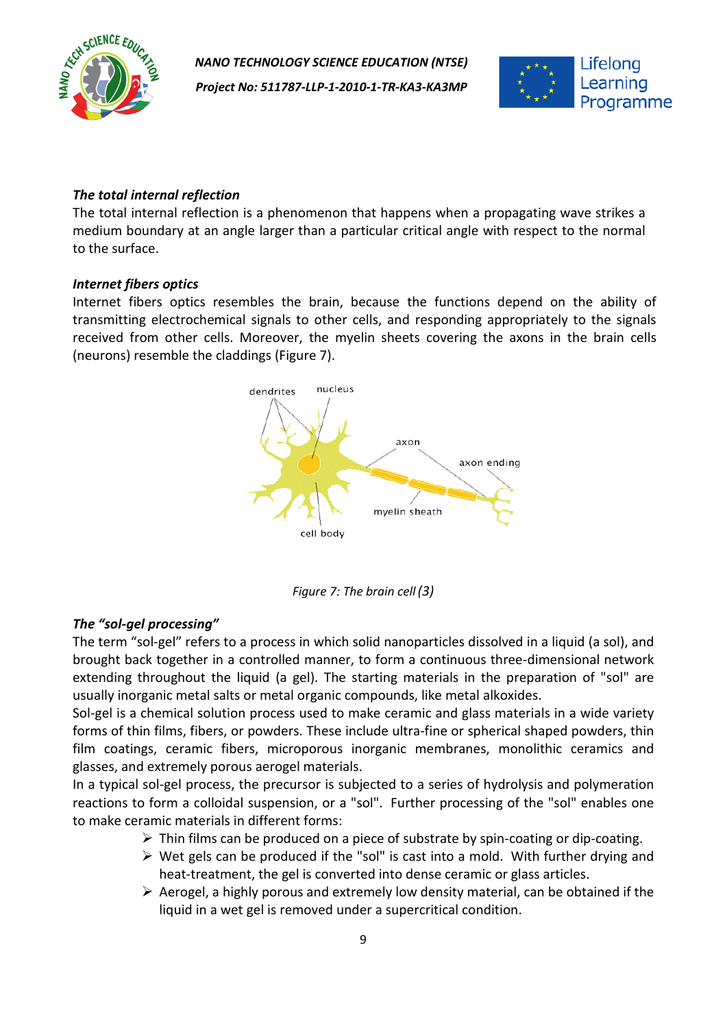### *The total internal reflection*

The total internal reflection is a phenomenon that happens when a propagating wave strikes a medium boundary at an angle larger than a particular critical angle with respect to the normal to the surface.

### *Internet fibers optics*

Internet fibers optics resembles the brain, because the functions depend on the ability of transmitting electrochemical signals to other cells, and responding appropriately to the signals received from other cells. Moreover, the myelin sheets covering the axons in the brain cells (neurons) resemble the claddings (Figure 7).

*Figure 7: The brain cell* (3)

### *The "sol-gel processing"*

The term "sol-gel" refers to a process in which solid nanoparticles dissolved in a liquid (a sol), and brought back together in a controlled manner, to form a continuous three-dimensional network extending throughout the liquid (a gel). The starting materials in the preparation of "sol" are usually inorganic metal salts or metal organic compounds, like metal alkoxides.

Sol-gel is a chemical solution process used to make ceramic and glass materials in a wide variety forms of thin films, fibers, or powders. These include ultra-fine or spherical shaped powders, thin film coatings, ceramic fibers, microporous inorganic membranes, monolithic ceramics and glasses, and extremely porous aerogel materials.

In a typical sol-gel process, the precursor is subjected to a series of hydrolysis and polymeration reactions to form a colloidal suspension, or a "sol". Further processing of the "sol" enables one to make ceramic materials in different forms:

- Thin films can be produced on a piece of substrate by spin-coating or dip-coating.
- Wet gels can be produced if the "sol" is cast into a mold. With further drying and heat-treatment, the gel is converted into dense ceramic or glass articles.
- Aerogel, a highly porous and extremely low density material, can be obtained if the liquid in a wet gel is removed under a supercritical condition.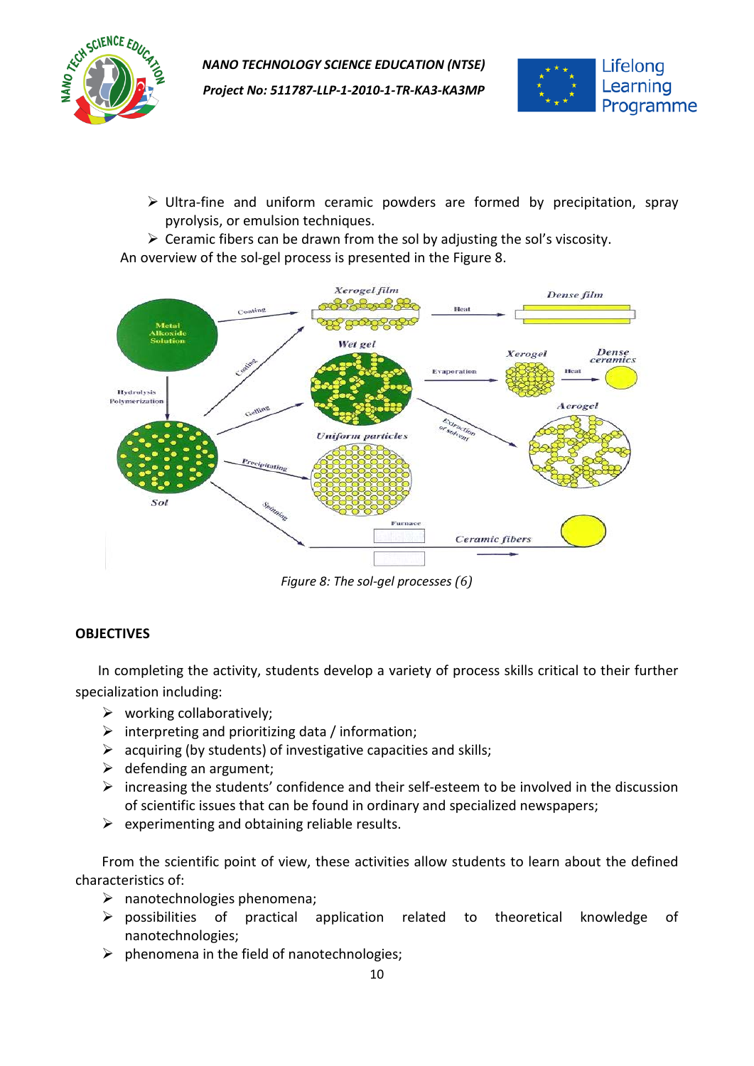- Ultra-fine and uniform ceramic powders are formed by precipitation, spray pyrolysis, or emulsion techniques.
- Ceramic fibers can be drawn from the sol by adjusting the sol's viscosity.

An overview of the sol-gel process is presented in the Figure 8.

Figure 8: The sol-gel processes (6)

**OBJECTIVES**

In completing the activity, students develop a variety of process skills critical to their further specialization including:

- working collaboratively;
- interpreting and prioritizing data / information;
- acquiring (by students) of investigative capacities and skills;
- defending an argument;
- increasing the students' confidence and their self-esteem to be involved in the discussion of scientific issues that can be found in ordinary and specialized newspapers;
- experimenting and obtaining reliable results.

From the scientific point of view, these activities allow students to learn about the defined characteristics of:

- nanotechnologies phenomena;
- possibilities of practical application related to theoretical knowledge of nanotechnologies;
- phenomena in the field of nanotechnologies;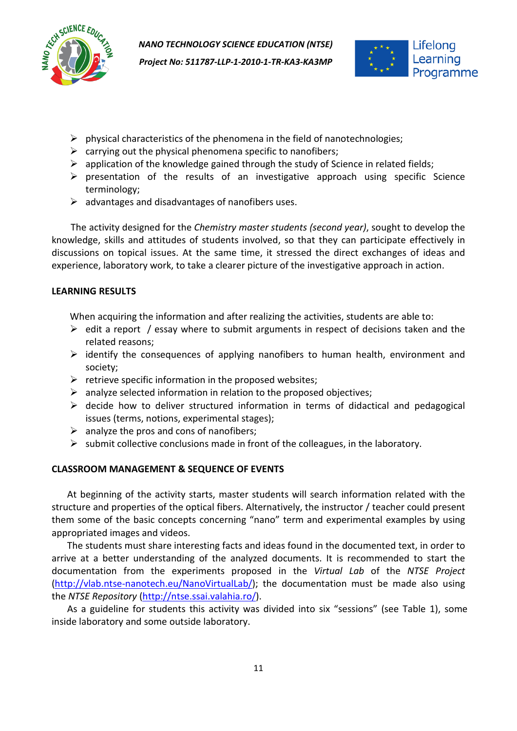- physical characteristics of the phenomena in the field of nanotechnologies;
- carrying out the physical phenomena specific to nanofibers;
- application of the knowledge gained through the study of Science in related fields;
- presentation of the results of an investigative approach using specific Science terminology;
- advantages and disadvantages of nanofibers uses.

The activity designed for the *Chemistry master students (second year)*, sought to develop the knowledge, skills and attitudes of students involved, so that they can participate effectively in discussions on topical issues. At the same time, it stressed the direct exchanges of ideas and experience, laboratory work, to take a clearer picture of the investigative approach in action.

**LEARNING RESULTS**

When acquiring the information and after realizing the activities, students are able to:

- edit a report / essay where to submit arguments in respect of decisions taken and the related reasons;
- identify the consequences of applying nanofibers to human health, environment and society;
- retrieve specific information in the proposed websites;
- analyze selected information in relation to the proposed objectives;
- decide how to deliver structured information in terms of didactical and pedagogical issues (terms, notions, experimental stages);
- analyze the pros and cons of nanofibers;
- submit collective conclusions made in front of the colleagues, in the laboratory.

**CLASSROOM MANAGEMENT & SEQUENCE OF EVENTS**

At beginning of the activity starts, master students will search information related with the structure and properties of the optical fibers. Alternatively, the instructor / teacher could present them some of the basic concepts concerning "nano" term and experimental examples by using appropriated images and videos.

The students must share interesting facts and ideas found in the documented text, in order to arrive at a better understanding of the analyzed documents. It is recommended to start the documentation from the experiments proposed in the *Virtual Lab* of the *NTSE Project* (http://vlab.ntse-nanotech.eu/NanoVirtualLab/); the documentation must be made also using the *NTSE Repository* (http://ntse.ssai.valahia.ro/).

As a guideline for students this activity was divided into six "sessions" (see Table 1), some inside laboratory and some outside laboratory.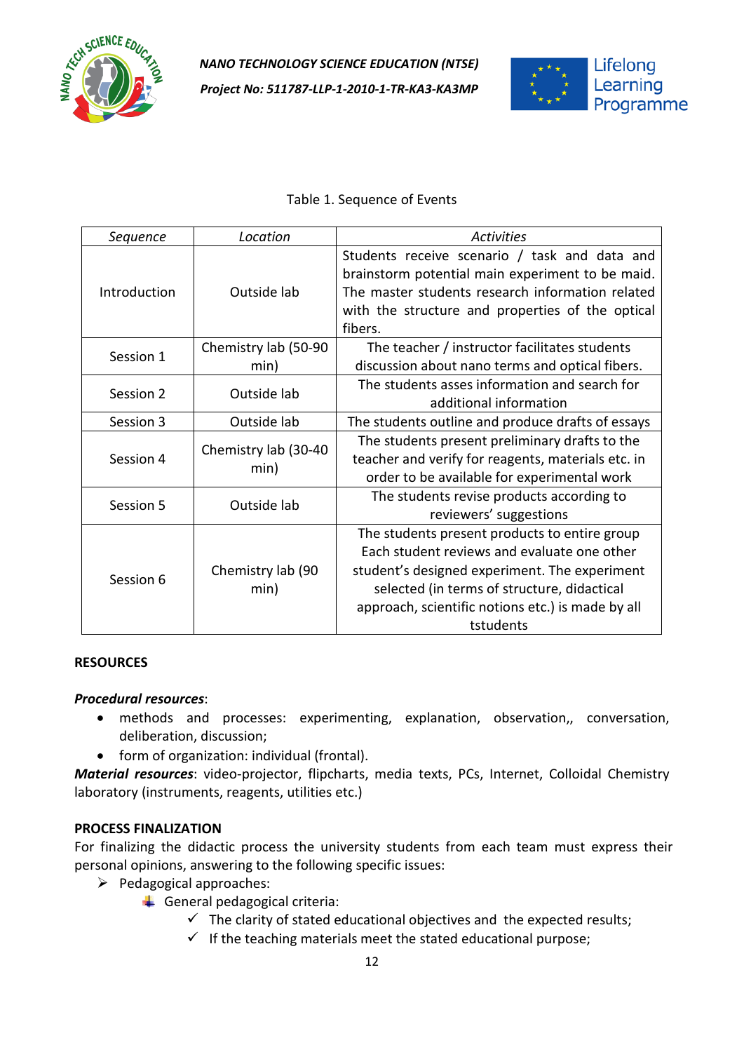Table 1. Sequence of Events

| *Sequence* | *Location* | *Activities* |
|---|---|---|
| Introduction | Outside lab | Students receive scenario / task and data and brainstorm potential main experiment to be maid. The master students research information related with the structure and properties of the optical fibers. |
| Session 1 | Chemistry lab (50-90 min) | The teacher / instructor facilitates students discussion about nano terms and optical fibers. |
| Session 2 | Outside lab | The students asses information and search for additional information |
| Session 3 | Outside lab | The students outline and produce drafts of essays |
| Session 4 | Chemistry lab (30-40 min) | The students present preliminary drafts to the teacher and verify for reagents, materials etc. in order to be available for experimental work |
| Session 5 | Outside lab | The students revise products according to reviewers' suggestions |
| Session 6 | Chemistry lab (90 min) | The students present products to entire group Each student reviews and evaluate one other student's designed experiment. The experiment selected (in terms of structure, didactical approach, scientific notions etc.) is made by all tstudents |

**RESOURCES**

***Procedural resources***:

- methods and processes: experimenting, explanation, observation,, conversation, deliberation, discussion;
- form of organization: individual (frontal).

***Material resources***: video-projector, flipcharts, media texts, PCs, Internet, Colloidal Chemistry laboratory (instruments, reagents, utilities etc.)

**PROCESS FINALIZATION**

For finalizing the didactic process the university students from each team must express their personal opinions, answering to the following specific issues:

- Pedagogical approaches:
  - General pedagogical criteria:
    - ✓ The clarity of stated educational objectives and the expected results;
    - ✓ If the teaching materials meet the stated educational purpose;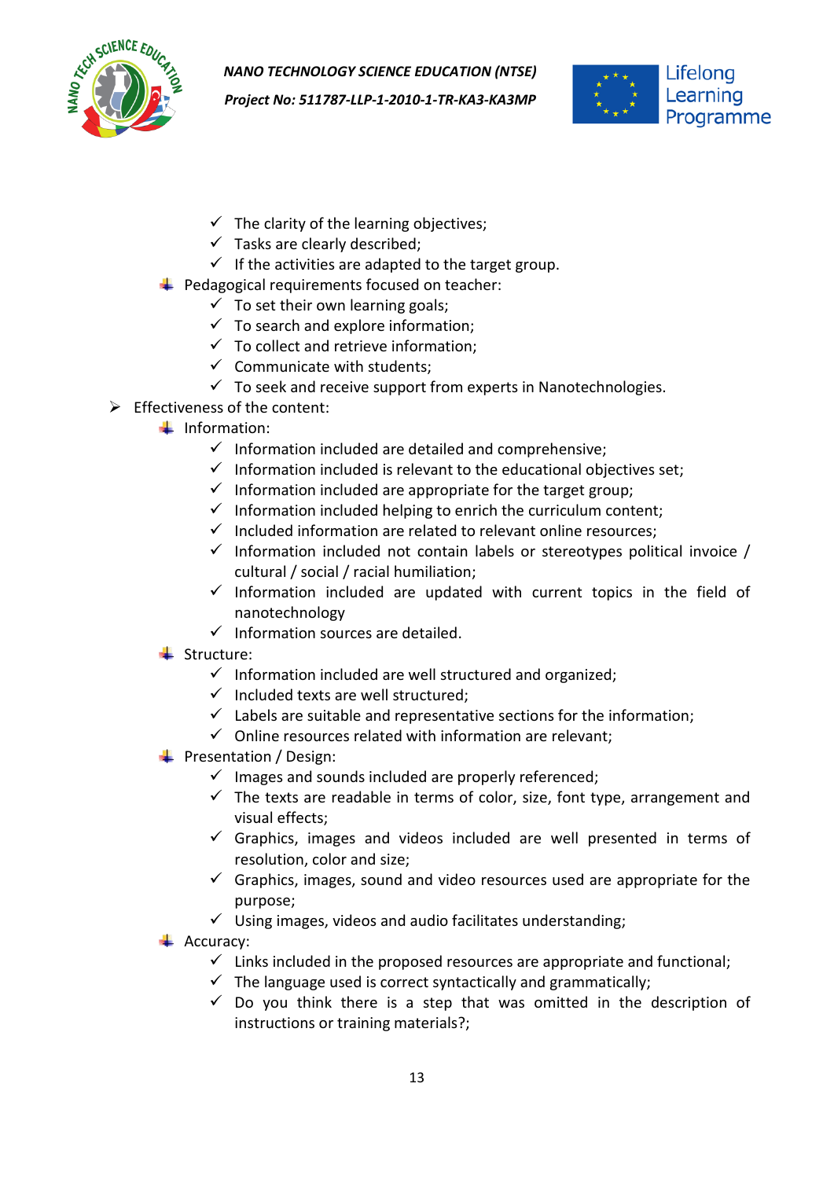- The clarity of the learning objectives;
    - Tasks are clearly described;
    - If the activities are adapted to the target group.
  - Pedagogical requirements focused on teacher:
    - To set their own learning goals;
    - To search and explore information;
    - To collect and retrieve information;
    - Communicate with students;
    - To seek and receive support from experts in Nanotechnologies.
- Effectiveness of the content:
  - Information:
    - Information included are detailed and comprehensive;
    - Information included is relevant to the educational objectives set;
    - Information included are appropriate for the target group;
    - Information included helping to enrich the curriculum content;
    - Included information are related to relevant online resources;
    - Information included not contain labels or stereotypes political invoice / cultural / social / racial humiliation;
    - Information included are updated with current topics in the field of nanotechnology
    - Information sources are detailed.
  - Structure:
    - Information included are well structured and organized;
    - Included texts are well structured;
    - Labels are suitable and representative sections for the information;
    - Online resources related with information are relevant;
  - Presentation / Design:
    - Images and sounds included are properly referenced;
    - The texts are readable in terms of color, size, font type, arrangement and visual effects;
    - Graphics, images and videos included are well presented in terms of resolution, color and size;
    - Graphics, images, sound and video resources used are appropriate for the purpose;
    - Using images, videos and audio facilitates understanding;
  - Accuracy:
    - Links included in the proposed resources are appropriate and functional;
    - The language used is correct syntactically and grammatically;
    - Do you think there is a step that was omitted in the description of instructions or training materials?;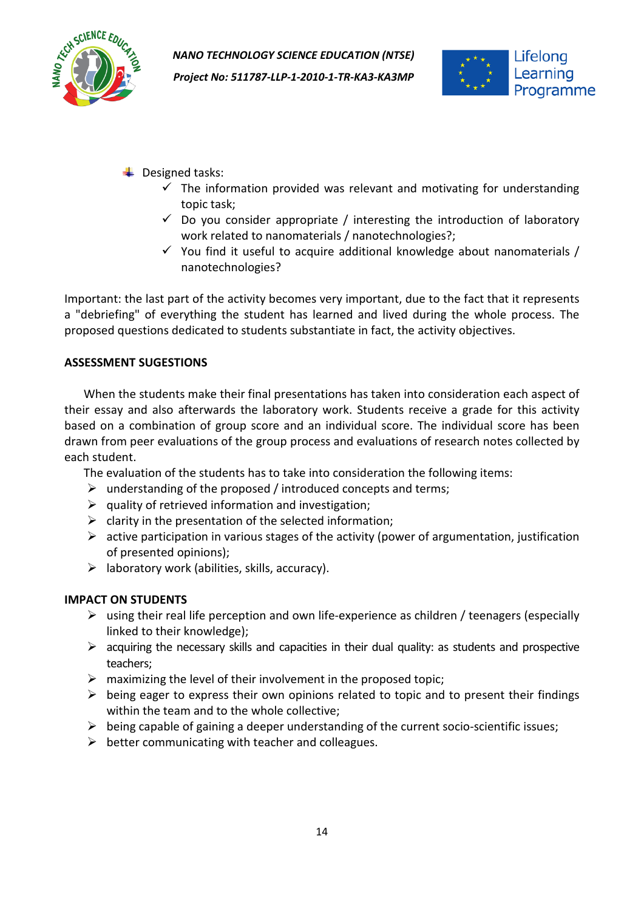- Designed tasks:
  - ✓ The information provided was relevant and motivating for understanding topic task;
  - ✓ Do you consider appropriate / interesting the introduction of laboratory work related to nanomaterials / nanotechnologies?;
  - ✓ You find it useful to acquire additional knowledge about nanomaterials / nanotechnologies?

Important: the last part of the activity becomes very important, due to the fact that it represents a "debriefing" of everything the student has learned and lived during the whole process. The proposed questions dedicated to students substantiate in fact, the activity objectives.

**ASSESSMENT SUGESTIONS**

When the students make their final presentations has taken into consideration each aspect of their essay and also afterwards the laboratory work. Students receive a grade for this activity based on a combination of group score and an individual score. The individual score has been drawn from peer evaluations of the group process and evaluations of research notes collected by each student.

The evaluation of the students has to take into consideration the following items:

- understanding of the proposed / introduced concepts and terms;
- quality of retrieved information and investigation;
- clarity in the presentation of the selected information;
- active participation in various stages of the activity (power of argumentation, justification of presented opinions);
- laboratory work (abilities, skills, accuracy).

**IMPACT ON STUDENTS**

- using their real life perception and own life-experience as children / teenagers (especially linked to their knowledge);
- acquiring the necessary skills and capacities in their dual quality: as students and prospective teachers;
- maximizing the level of their involvement in the proposed topic;
- being eager to express their own opinions related to topic and to present their findings within the team and to the whole collective;
- being capable of gaining a deeper understanding of the current socio-scientific issues;
- better communicating with teacher and colleagues.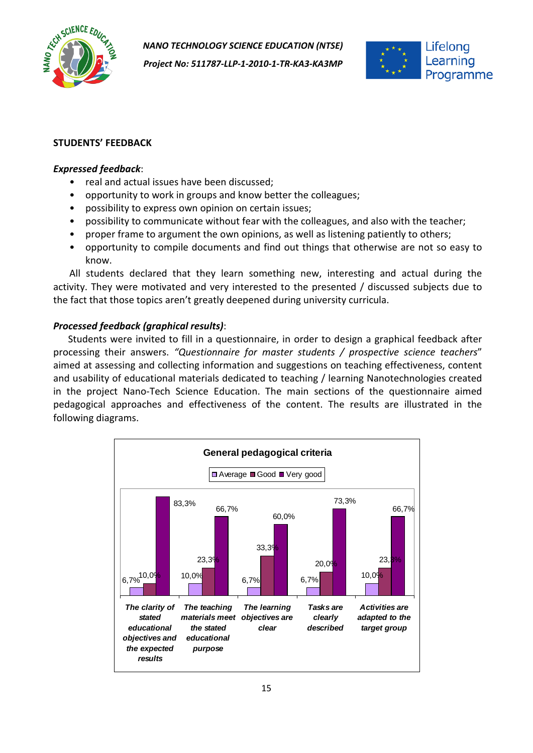**STUDENTS' FEEDBACK**

***Expressed feedback***:

- real and actual issues have been discussed;
- opportunity to work in groups and know better the colleagues;
- possibility to express own opinion on certain issues;
- possibility to communicate without fear with the colleagues, and also with the teacher;
- proper frame to argument the own opinions, as well as listening patiently to others;
- opportunity to compile documents and find out things that otherwise are not so easy to know.

All students declared that they learn something new, interesting and actual during the activity. They were motivated and very interested to the presented / discussed subjects due to the fact that those topics aren't greatly deepened during university curricula.

***Processed feedback (graphical results)***:

Students were invited to fill in a questionnaire, in order to design a graphical feedback after processing their answers. *"Questionnaire for master students / prospective science teachers"* aimed at assessing and collecting information and suggestions on teaching effectiveness, content and usability of educational materials dedicated to teaching / learning Nanotechnologies created in the project Nano-Tech Science Education. The main sections of the questionnaire aimed pedagogical approaches and effectiveness of the content. The results are illustrated in the following diagrams.

**General pedagogical criteria**

| | Average | Good | Very good |
|---|---|---|---|
| The clarity of stated educational objectives and the expected results | 6,7% | 10,0% | 83,3% |
| The teaching materials meet the stated educational purpose | 10,0% | 23,3% | 66,7% |
| The learning objectives are clear | 6,7% | 33,3% | 60,0% |
| Tasks are clearly described | 6,7% | 20,0% | 73,3% |
| Activities are adapted to the target group | 10,0% | 23,3% | 66,7% |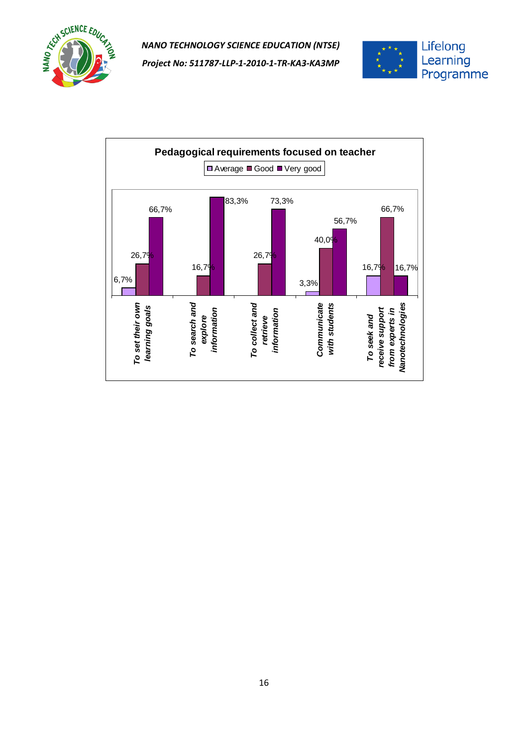**Pedagogical requirements focused on teacher**

| | Average | Good | Very good |
|---|---|---|---|
| To set their own learning goals | 6,7% | 26,7% | 66,7% |
| To search and explore information | | 16,7% | 83,3% |
| To collect and retrieve information | | 26,7% | 73,3% |
| Communicate with students | 3,3% | 40,0% | 56,7% |
| To seek and receive support from experts in Nanotechnologies | 16,7% | 66,7% | 16,7% |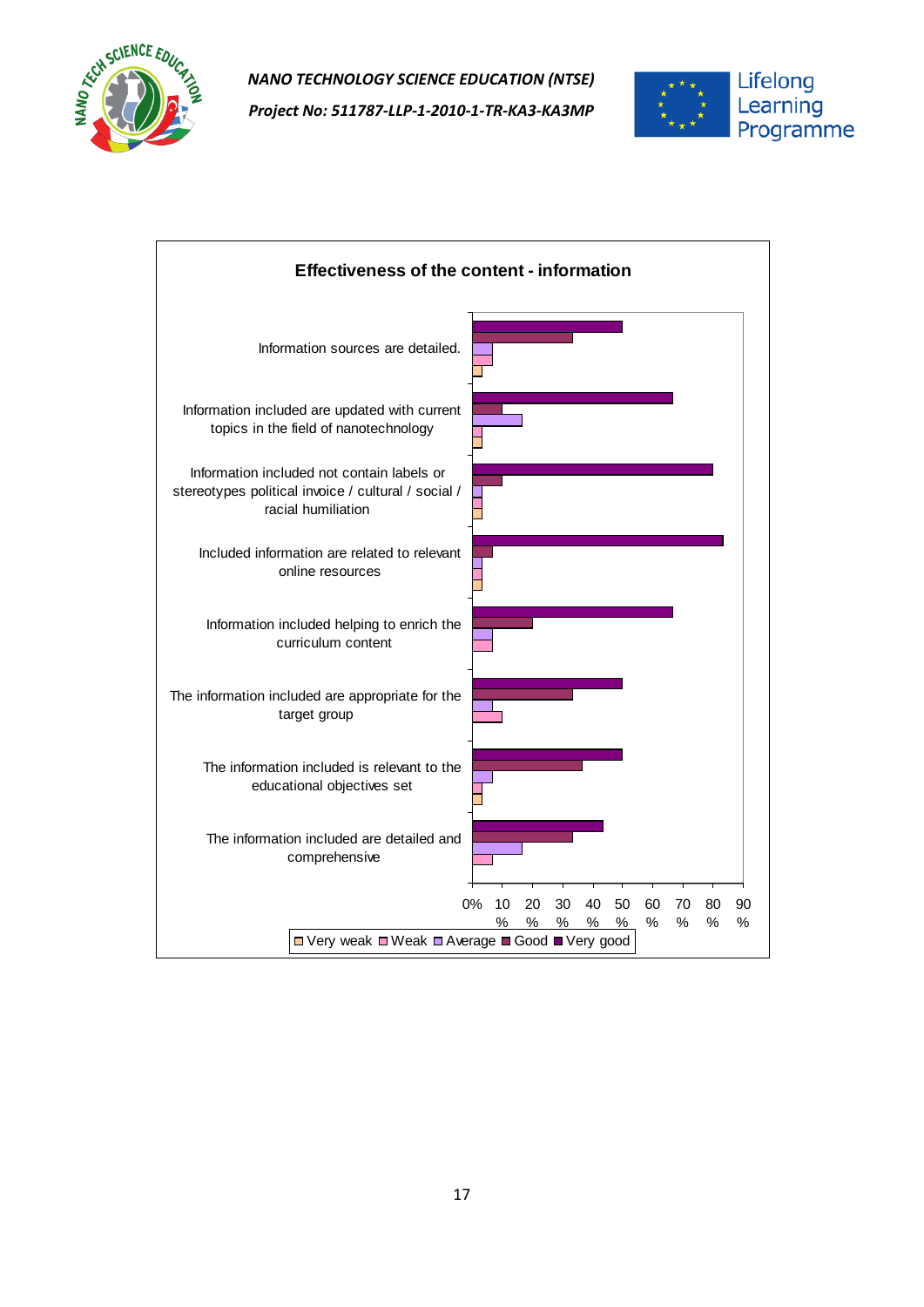**Effectiveness of the content - information**

| Item | Very weak | Weak | Average | Good | Very good |
|---|---|---|---|---|---|
| Information sources are detailed. | 3% | 7% | 7% | 33% | 50% |
| Information included are updated with current topics in the field of nanotechnology | 3% | 3% | 17% | 10% | 67% |
| Information included not contain labels or stereotypes political invoice / cultural / social / racial humiliation | 3% | 3% | 3% | 10% | 80% |
| Included information are related to relevant online resources | 3% | 3% | 3% | 7% | 83% |
| Information included helping to enrich the curriculum content |  | 7% | 7% | 20% | 67% |
| The information included are appropriate for the target group |  | 10% | 7% | 33% | 50% |
| The information included is relevant to the educational objectives set | 3% | 3% | 7% | 37% | 50% |
| The information included are detailed and comprehensive |  | 7% | 17% | 33% | 43% |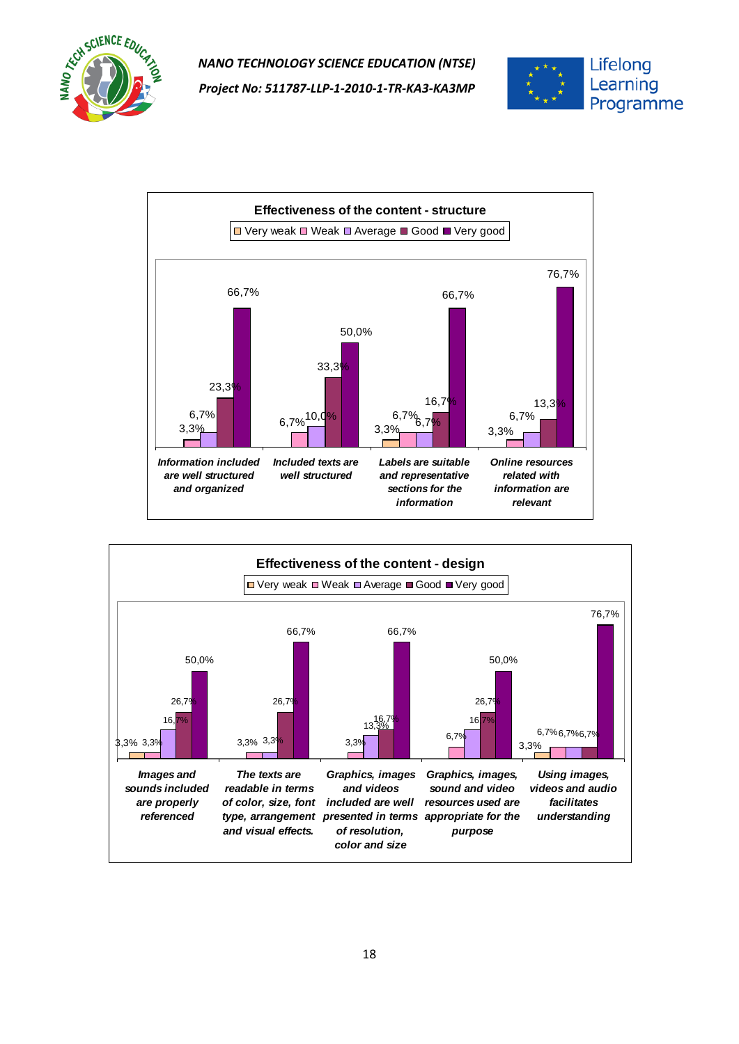## Effectiveness of the content - structure

| | Very weak | Weak | Average | Good | Very good |
|---|---|---|---|---|---|
| Information included are well structured and organized | | 3,3% | 6,7% | 23,3% | 66,7% |
| Included texts are well structured | | 6,7% | 10,0% | 33,3% | 50,0% |
| Labels are suitable and representative sections for the information | 3,3% | 6,7% | 6,7% | 16,7% | 66,7% |
| Online resources related with information are relevant | | 3,3% | 6,7% | 13,3% | 76,7% |

## Effectiveness of the content - design

| | Very weak | Weak | Average | Good | Very good |
|---|---|---|---|---|---|
| Images and sounds included are properly referenced | 3,3% | 3,3% | 16,7% | 26,7% | 50,0% |
| The texts are readable in terms of color, size, font type, arrangement and visual effects. | 3,3% | 3,3% | | 26,7% | 66,7% |
| Graphics, images and videos included are well presented in terms of resolution, color and size | | 3,3% | 13,3% | 16,7% | 66,7% |
| Graphics, images, sound and video resources used are appropriate for the purpose | | 6,7% | 16,7% | 26,7% | 50,0% |
| Using images, videos and audio facilitates understanding | 3,3% | 6,7% | 6,7% | 6,7% | 76,7% |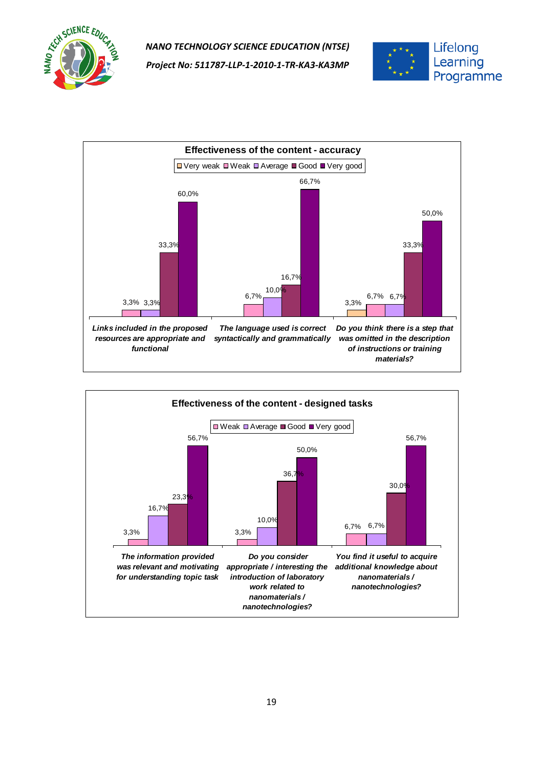### Effectiveness of the content - accuracy

| | Very weak | Weak | Average | Good | Very good |
|---|---|---|---|---|---|
| Links included in the proposed resources are appropriate and functional | | 3,3% | 3,3% | 33,3% | 60,0% |
| The language used is correct syntactically and grammatically | | 6,7% | 10,0% | 16,7% | 66,7% |
| Do you think there is a step that was omitted in the description of instructions or training materials? | 3,3% | 6,7% | 6,7% | 33,3% | 50,0% |

### Effectiveness of the content - designed tasks

| | Weak | Average | Good | Very good |
|---|---|---|---|---|
| The information provided was relevant and motivating for understanding topic task | 3,3% | 16,7% | 23,3% | 56,7% |
| Do you consider appropriate / interesting the introduction of laboratory work related to nanomaterials / nanotechnologies? | 3,3% | 10,0% | 36,7% | 50,0% |
| You find it useful to acquire additional knowledge about nanomaterials / nanotechnologies? | 6,7% | 6,7% | 30,0% | 56,7% |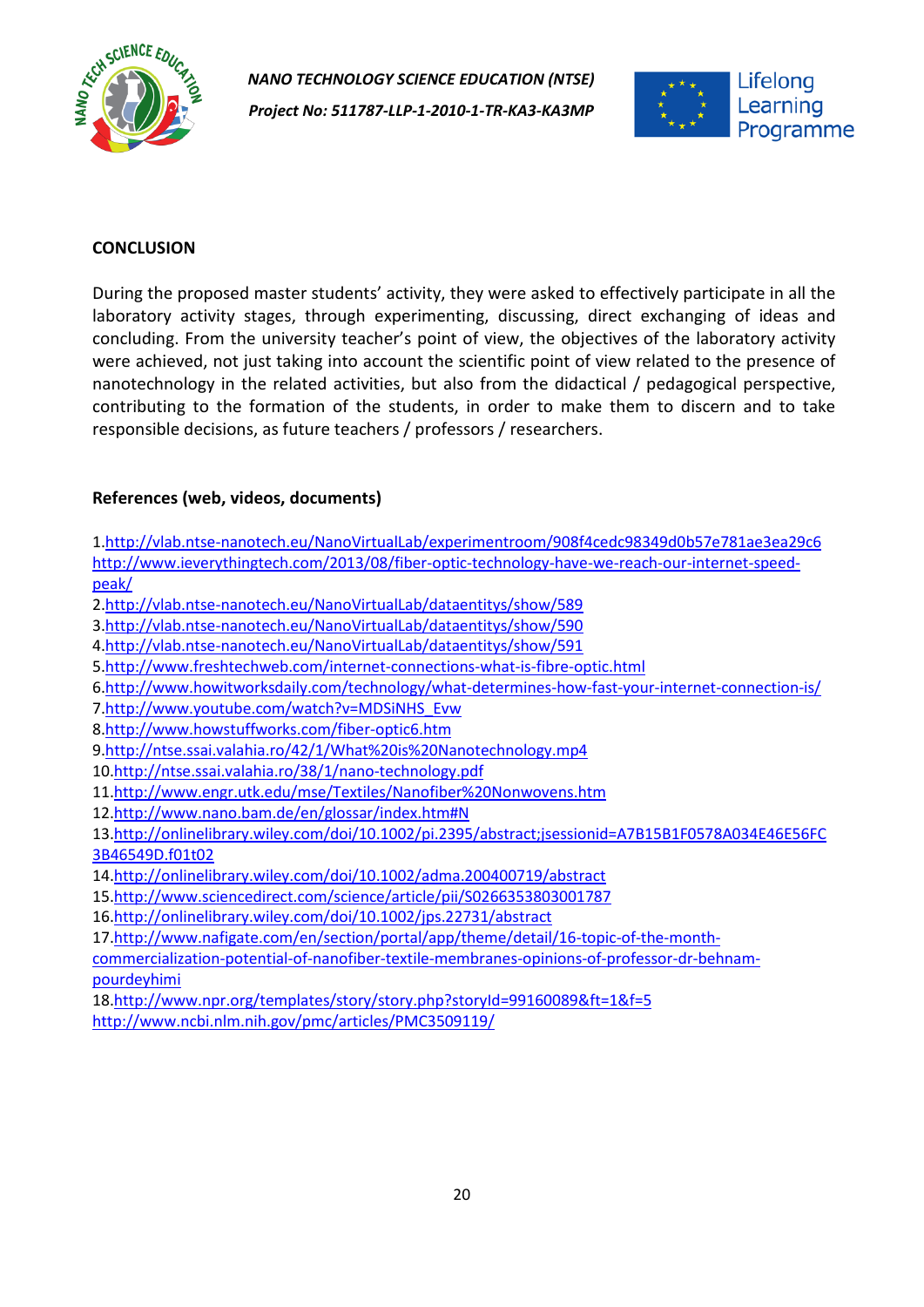## CONCLUSION

During the proposed master students' activity, they were asked to effectively participate in all the laboratory activity stages, through experimenting, discussing, direct exchanging of ideas and concluding. From the university teacher's point of view, the objectives of the laboratory activity were achieved, not just taking into account the scientific point of view related to the presence of nanotechnology in the related activities, but also from the didactical / pedagogical perspective, contributing to the formation of the students, in order to make them to discern and to take responsible decisions, as future teachers / professors / researchers.

## References (web, videos, documents)

1.http://vlab.ntse-nanotech.eu/NanoVirtualLab/experimentroom/908f4cedc98349d0b57e781ae3ea29c6
http://www.ieverythingtech.com/2013/08/fiber-optic-technology-have-we-reach-our-internet-speed-peak/
2.http://vlab.ntse-nanotech.eu/NanoVirtualLab/dataentitys/show/589
3.http://vlab.ntse-nanotech.eu/NanoVirtualLab/dataentitys/show/590
4.http://vlab.ntse-nanotech.eu/NanoVirtualLab/dataentitys/show/591
5.http://www.freshtechweb.com/internet-connections-what-is-fibre-optic.html
6.http://www.howitworksdaily.com/technology/what-determines-how-fast-your-internet-connection-is/
7.http://www.youtube.com/watch?v=MDSiNHS_Evw
8.http://www.howstuffworks.com/fiber-optic6.htm
9.http://ntse.ssai.valahia.ro/42/1/What%20is%20Nanotechnology.mp4
10.http://ntse.ssai.valahia.ro/38/1/nano-technology.pdf
11.http://www.engr.utk.edu/mse/Textiles/Nanofiber%20Nonwovens.htm
12.http://www.nano.bam.de/en/glossar/index.htm#N
13.http://onlinelibrary.wiley.com/doi/10.1002/pi.2395/abstract;jsessionid=A7B15B1F0578A034E46E56FC3B46549D.f01t02
14.http://onlinelibrary.wiley.com/doi/10.1002/adma.200400719/abstract
15.http://www.sciencedirect.com/science/article/pii/S0266353803001787
16.http://onlinelibrary.wiley.com/doi/10.1002/jps.22731/abstract
17.http://www.nafigate.com/en/section/portal/app/theme/detail/16-topic-of-the-month-commercialization-potential-of-nanofiber-textile-membranes-opinions-of-professor-dr-behnam-pourdeyhimi
18.http://www.npr.org/templates/story/story.php?storyId=99160089&ft=1&f=5
http://www.ncbi.nlm.nih.gov/pmc/articles/PMC3509119/